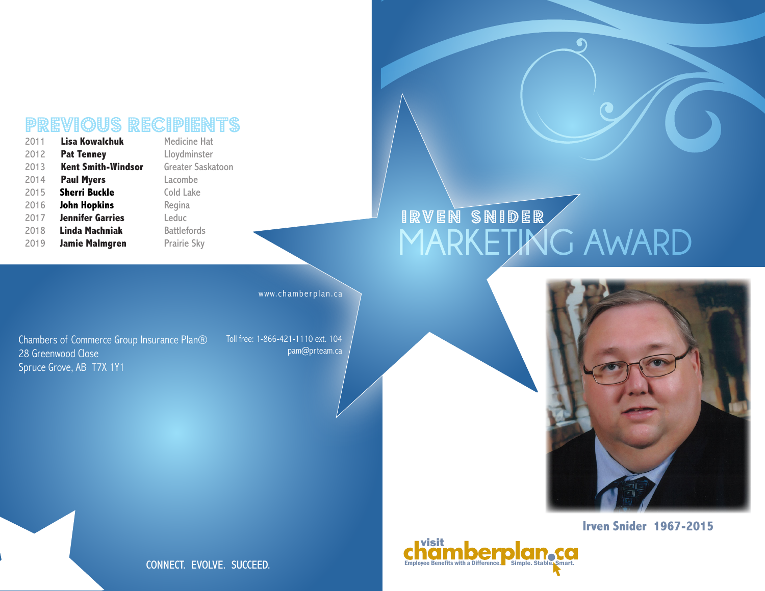# IRVEN SNIDER MARKETING AWARD

Irven Snider 1967-2015

## PREVIOUS RECIPIENTS

| Year | Recipient | Chamber |
|---|---|---|
| 2011 | **Lisa Kowalchuk** | Medicine Hat |
| 2012 | **Pat Tenney** | Lloydminster |
| 2013 | **Kent Smith-Windsor** | Greater Saskatoon |
| 2014 | **Paul Myers** | Lacombe |
| 2015 | **Sherri Buckle** | Cold Lake |
| 2016 | **John Hopkins** | Regina |
| 2017 | **Jennifer Garries** | Leduc |
| 2018 | **Linda Machniak** | Battlefords |
| 2019 | **Jamie Malmgren** | Prairie Sky |

www.chamberplan.ca

Chambers of Commerce Group Insurance Plan®
28 Greenwood Close
Spruce Grove, AB T7X 1Y1

Toll free: 1-866-421-1110 ext. 104
pam@prteam.ca

CONNECT. EVOLVE. SUCCEED.

visit chamberplan.ca
Employee Benefits with a Difference. Simple. Stable. Smart.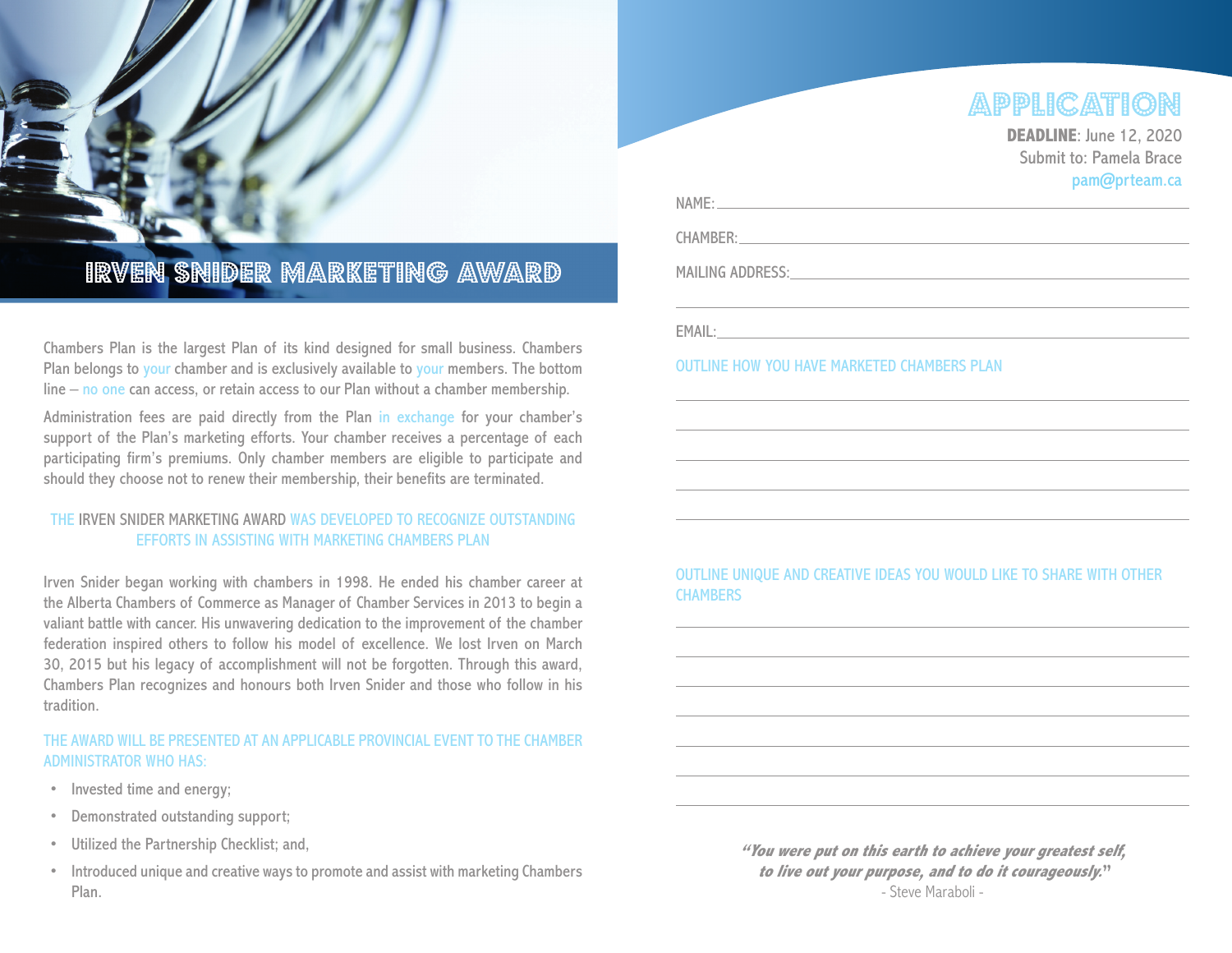# IRVEN SNIDER MARKETING AWARD

Chambers Plan is the largest Plan of its kind designed for small business. Chambers Plan belongs to your chamber and is exclusively available to your members. The bottom line – no one can access, or retain access to our Plan without a chamber membership.

Administration fees are paid directly from the Plan in exchange for your chamber's support of the Plan's marketing efforts. Your chamber receives a percentage of each participating firm's premiums. Only chamber members are eligible to participate and should they choose not to renew their membership, their benefits are terminated.

### THE IRVEN SNIDER MARKETING AWARD WAS DEVELOPED TO RECOGNIZE OUTSTANDING EFFORTS IN ASSISTING WITH MARKETING CHAMBERS PLAN

Irven Snider began working with chambers in 1998. He ended his chamber career at the Alberta Chambers of Commerce as Manager of Chamber Services in 2013 to begin a valiant battle with cancer. His unwavering dedication to the improvement of the chamber federation inspired others to follow his model of excellence. We lost Irven on March 30, 2015 but his legacy of accomplishment will not be forgotten. Through this award, Chambers Plan recognizes and honours both Irven Snider and those who follow in his tradition.

### THE AWARD WILL BE PRESENTED AT AN APPLICABLE PROVINCIAL EVENT TO THE CHAMBER ADMINISTRATOR WHO HAS:

- Invested time and energy;
- Demonstrated outstanding support;
- Utilized the Partnership Checklist; and,
- Introduced unique and creative ways to promote and assist with marketing Chambers Plan.

# APPLICATION

**DEADLINE**: June 12, 2020
Submit to: Pamela Brace
pam@prteam.ca

NAME: ______________________________

CHAMBER: ______________________________

MAILING ADDRESS: ______________________________

______________________________

EMAIL: ______________________________

### OUTLINE HOW YOU HAVE MARKETED CHAMBERS PLAN

______________________________

______________________________

______________________________

______________________________

______________________________

### OUTLINE UNIQUE AND CREATIVE IDEAS YOU WOULD LIKE TO SHARE WITH OTHER CHAMBERS

______________________________

______________________________

______________________________

______________________________

______________________________

______________________________

______________________________

***"You were put on this earth to achieve your greatest self, to live out your purpose, and to do it courageously."***
- Steve Maraboli -